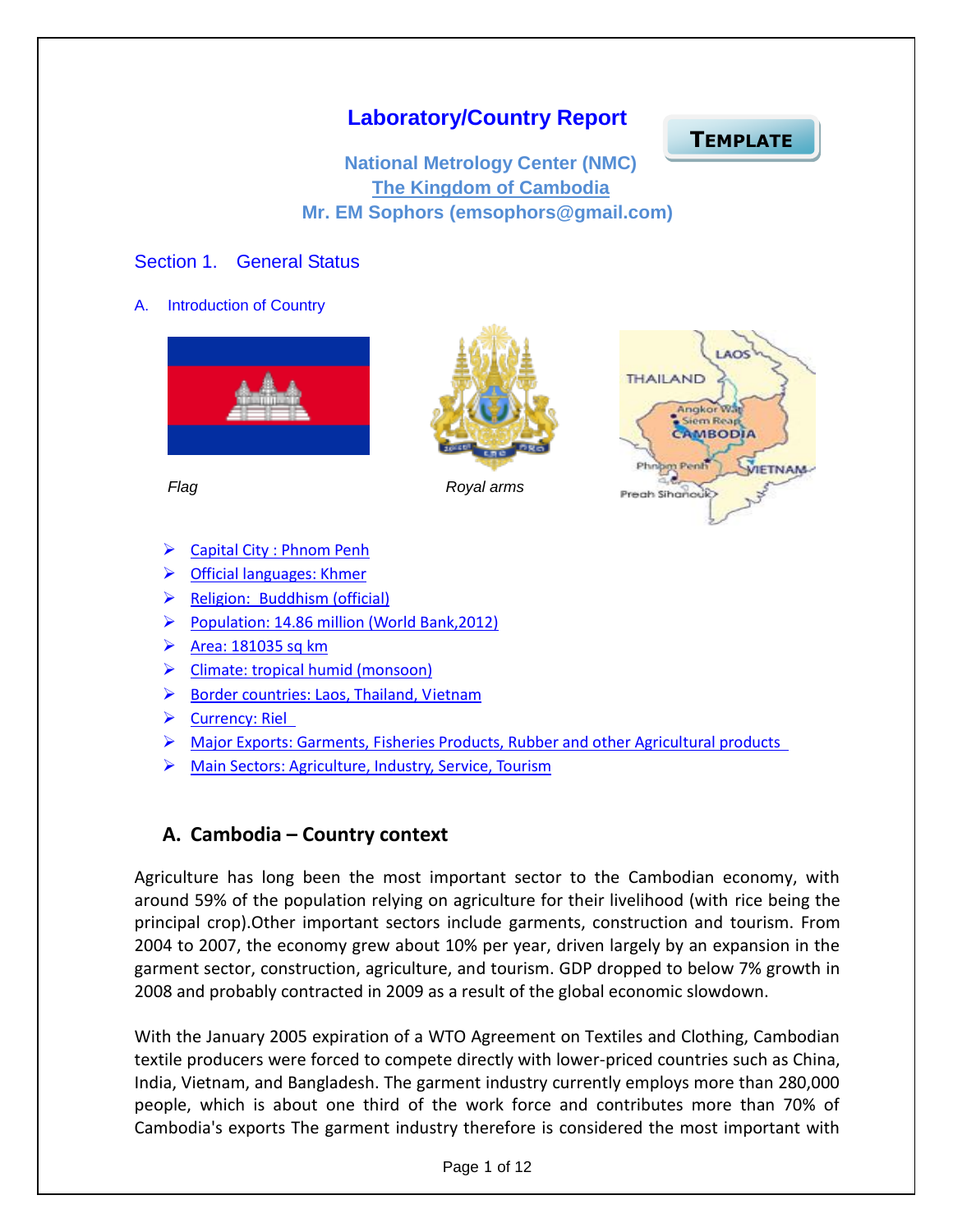# Laboratory/Country Report

TEMPLATE

**National Metrology Center (NMC)**
**The Kingdom of Cambodia**
**Mr. EM Sophors (emsophors@gmail.com)**

## Section 1. General Status

### A. Introduction of Country

*Flag*

*Royal arms*

- Capital City : Phnom Penh
- Official languages: Khmer
- Religion: Buddhism (official)
- Population: 14.86 million (World Bank,2012)
- Area: 181035 sq km
- Climate: tropical humid (monsoon)
- Border countries: Laos, Thailand, Vietnam
- Currency: Riel
- Major Exports: Garments, Fisheries Products, Rubber and other Agricultural products
- Main Sectors: Agriculture, Industry, Service, Tourism

### A. Cambodia – Country context

Agriculture has long been the most important sector to the Cambodian economy, with around 59% of the population relying on agriculture for their livelihood (with rice being the principal crop).Other important sectors include garments, construction and tourism. From 2004 to 2007, the economy grew about 10% per year, driven largely by an expansion in the garment sector, construction, agriculture, and tourism. GDP dropped to below 7% growth in 2008 and probably contracted in 2009 as a result of the global economic slowdown.

With the January 2005 expiration of a WTO Agreement on Textiles and Clothing, Cambodian textile producers were forced to compete directly with lower-priced countries such as China, India, Vietnam, and Bangladesh. The garment industry currently employs more than 280,000 people, which is about one third of the work force and contributes more than 70% of Cambodia's exports The garment industry therefore is considered the most important with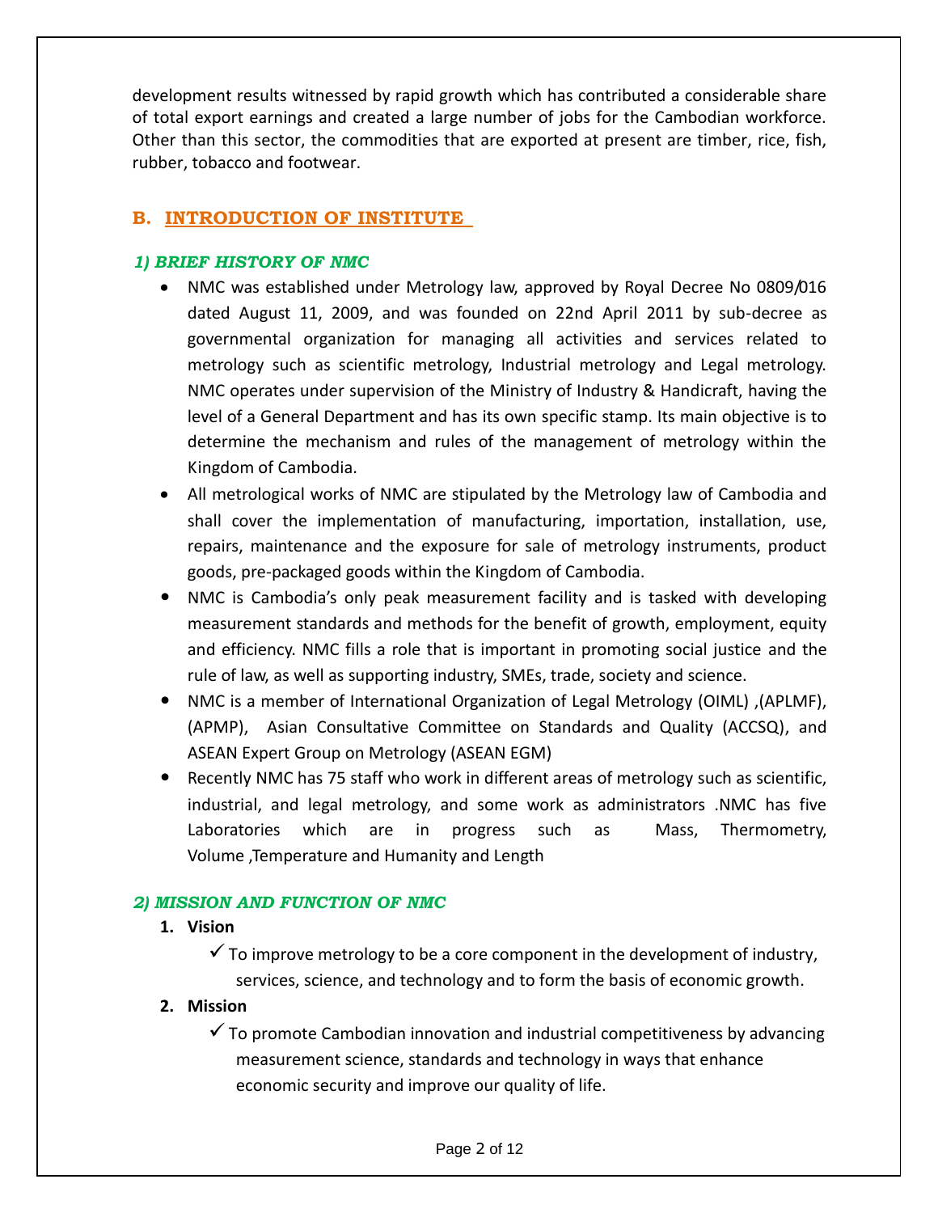development results witnessed by rapid growth which has contributed a considerable share of total export earnings and created a large number of jobs for the Cambodian workforce. Other than this sector, the commodities that are exported at present are timber, rice, fish, rubber, tobacco and footwear.

## B. INTRODUCTION OF INSTITUTE

### *1) BRIEF HISTORY OF NMC*

- NMC was established under Metrology law, approved by Royal Decree No 0809/016 dated August 11, 2009, and was founded on 22nd April 2011 by sub-decree as governmental organization for managing all activities and services related to metrology such as scientific metrology, Industrial metrology and Legal metrology. NMC operates under supervision of the Ministry of Industry & Handicraft, having the level of a General Department and has its own specific stamp. Its main objective is to determine the mechanism and rules of the management of metrology within the Kingdom of Cambodia.
- All metrological works of NMC are stipulated by the Metrology law of Cambodia and shall cover the implementation of manufacturing, importation, installation, use, repairs, maintenance and the exposure for sale of metrology instruments, product goods, pre-packaged goods within the Kingdom of Cambodia.
- NMC is Cambodia's only peak measurement facility and is tasked with developing measurement standards and methods for the benefit of growth, employment, equity and efficiency. NMC fills a role that is important in promoting social justice and the rule of law, as well as supporting industry, SMEs, trade, society and science.
- NMC is a member of International Organization of Legal Metrology (OIML) ,(APLMF), (APMP), Asian Consultative Committee on Standards and Quality (ACCSQ), and ASEAN Expert Group on Metrology (ASEAN EGM)
- Recently NMC has 75 staff who work in different areas of metrology such as scientific, industrial, and legal metrology, and some work as administrators .NMC has five Laboratories which are in progress such as Mass, Thermometry, Volume ,Temperature and Humanity and Length

### *2) MISSION AND FUNCTION OF NMC*

1. **Vision**
   - ✓ To improve metrology to be a core component in the development of industry, services, science, and technology and to form the basis of economic growth.
2. **Mission**
   - ✓ To promote Cambodian innovation and industrial competitiveness by advancing measurement science, standards and technology in ways that enhance economic security and improve our quality of life.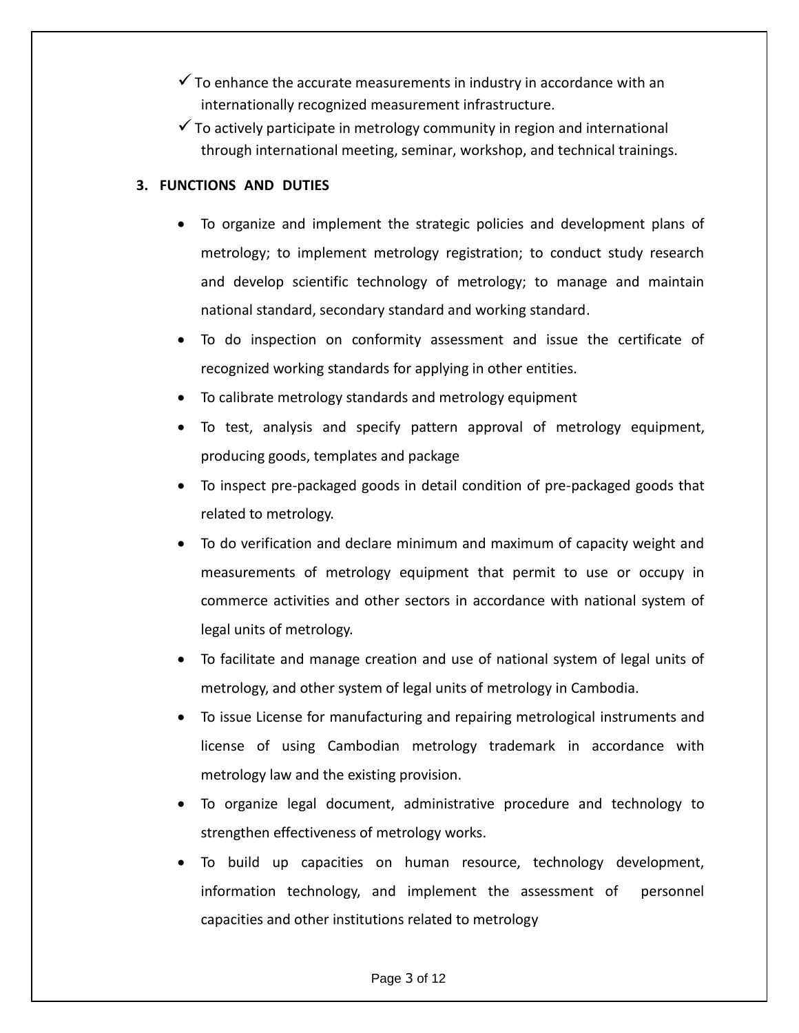- ✓ To enhance the accurate measurements in industry in accordance with an internationally recognized measurement infrastructure.
- ✓ To actively participate in metrology community in region and international through international meeting, seminar, workshop, and technical trainings.

### 3. FUNCTIONS AND DUTIES

- To organize and implement the strategic policies and development plans of metrology; to implement metrology registration; to conduct study research and develop scientific technology of metrology; to manage and maintain national standard, secondary standard and working standard.
- To do inspection on conformity assessment and issue the certificate of recognized working standards for applying in other entities.
- To calibrate metrology standards and metrology equipment
- To test, analysis and specify pattern approval of metrology equipment, producing goods, templates and package
- To inspect pre-packaged goods in detail condition of pre-packaged goods that related to metrology.
- To do verification and declare minimum and maximum of capacity weight and measurements of metrology equipment that permit to use or occupy in commerce activities and other sectors in accordance with national system of legal units of metrology.
- To facilitate and manage creation and use of national system of legal units of metrology, and other system of legal units of metrology in Cambodia.
- To issue License for manufacturing and repairing metrological instruments and license of using Cambodian metrology trademark in accordance with metrology law and the existing provision.
- To organize legal document, administrative procedure and technology to strengthen effectiveness of metrology works.
- To build up capacities on human resource, technology development, information technology, and implement the assessment of personnel capacities and other institutions related to metrology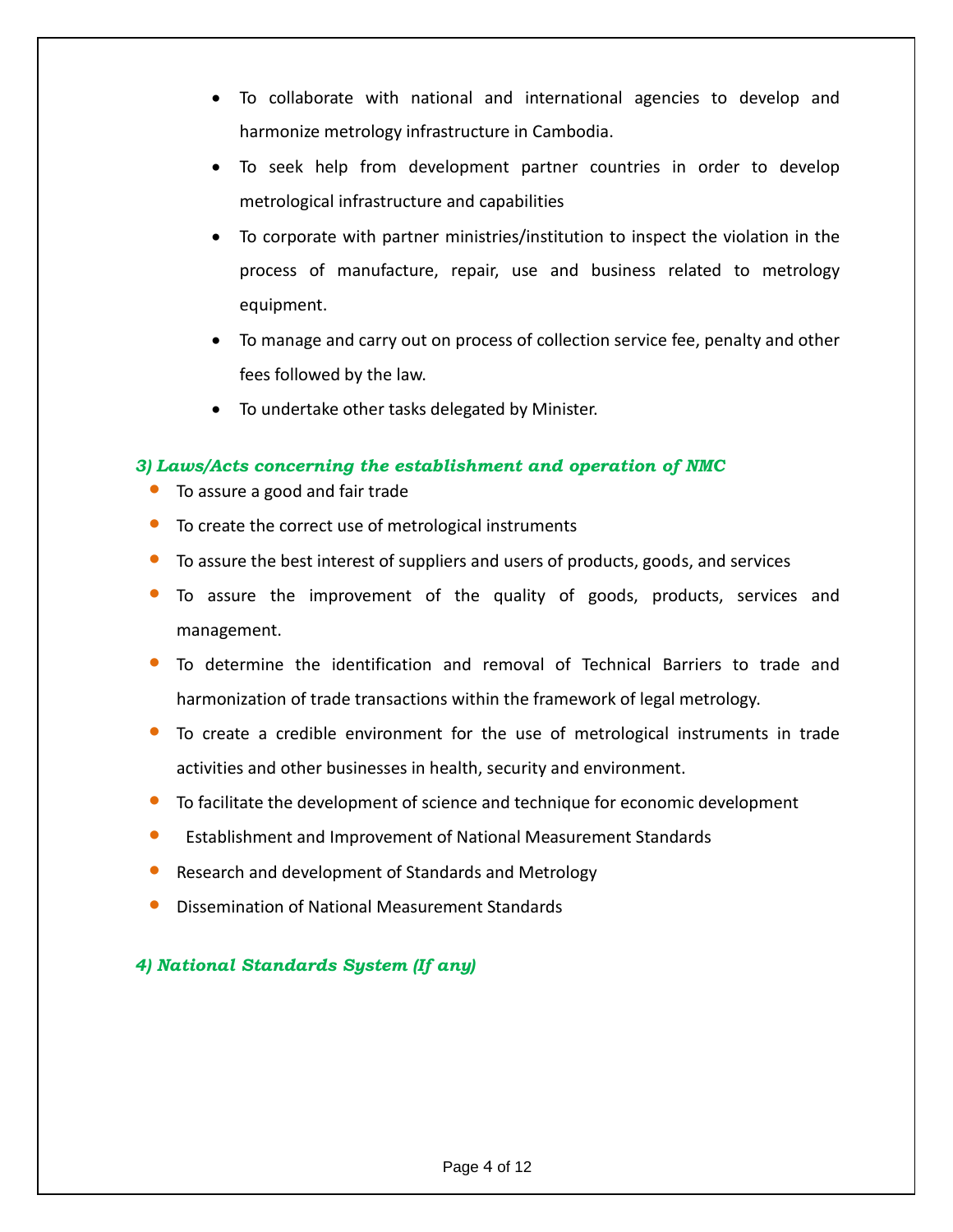- To collaborate with national and international agencies to develop and harmonize metrology infrastructure in Cambodia.
- To seek help from development partner countries in order to develop metrological infrastructure and capabilities
- To corporate with partner ministries/institution to inspect the violation in the process of manufacture, repair, use and business related to metrology equipment.
- To manage and carry out on process of collection service fee, penalty and other fees followed by the law.
- To undertake other tasks delegated by Minister.

### *3) Laws/Acts concerning the establishment and operation of NMC*

- To assure a good and fair trade
- To create the correct use of metrological instruments
- To assure the best interest of suppliers and users of products, goods, and services
- To assure the improvement of the quality of goods, products, services and management.
- To determine the identification and removal of Technical Barriers to trade and harmonization of trade transactions within the framework of legal metrology.
- To create a credible environment for the use of metrological instruments in trade activities and other businesses in health, security and environment.
- To facilitate the development of science and technique for economic development
- Establishment and Improvement of National Measurement Standards
- Research and development of Standards and Metrology
- Dissemination of National Measurement Standards

### *4) National Standards System (If any)*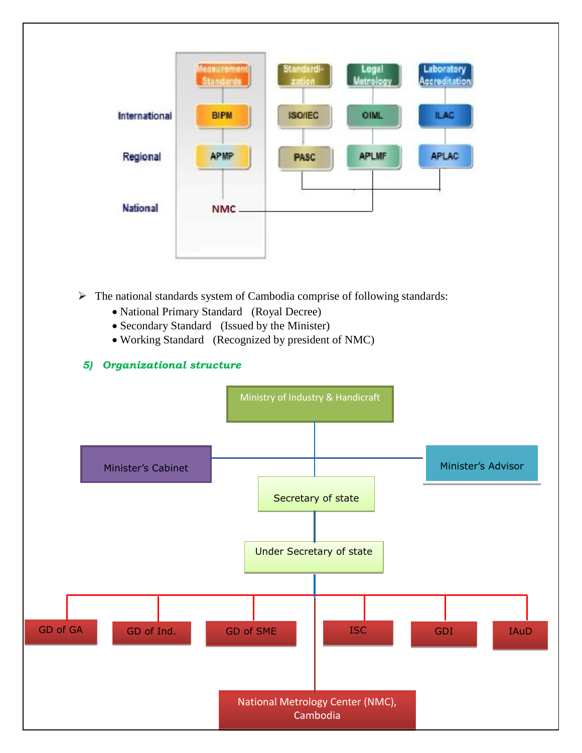| | Measurement Standards | Standardi-zation | Legal Metrology | Laboratory Accreditation |
|---|---|---|---|---|
| International | BIPM | ISO/IEC | OIML | ILAC |
| Regional | APMP | PASC | APLMF | APLAC |
| National | NMC | | | |

- The national standards system of Cambodia comprise of following standards:
  - National Primary Standard (Royal Decree)
  - Secondary Standard (Issued by the Minister)
  - Working Standard (Recognized by president of NMC)

### *5) Organizational structure*

- Ministry of Industry & Handicraft
  - Minister's Cabinet
  - Minister's Advisor
  - Secretary of state
    - Under Secretary of state
      - GD of GA
      - GD of Ind.
      - GD of SME
      - National Metrology Center (NMC), Cambodia
      - ISC
      - GDI
      - IAuD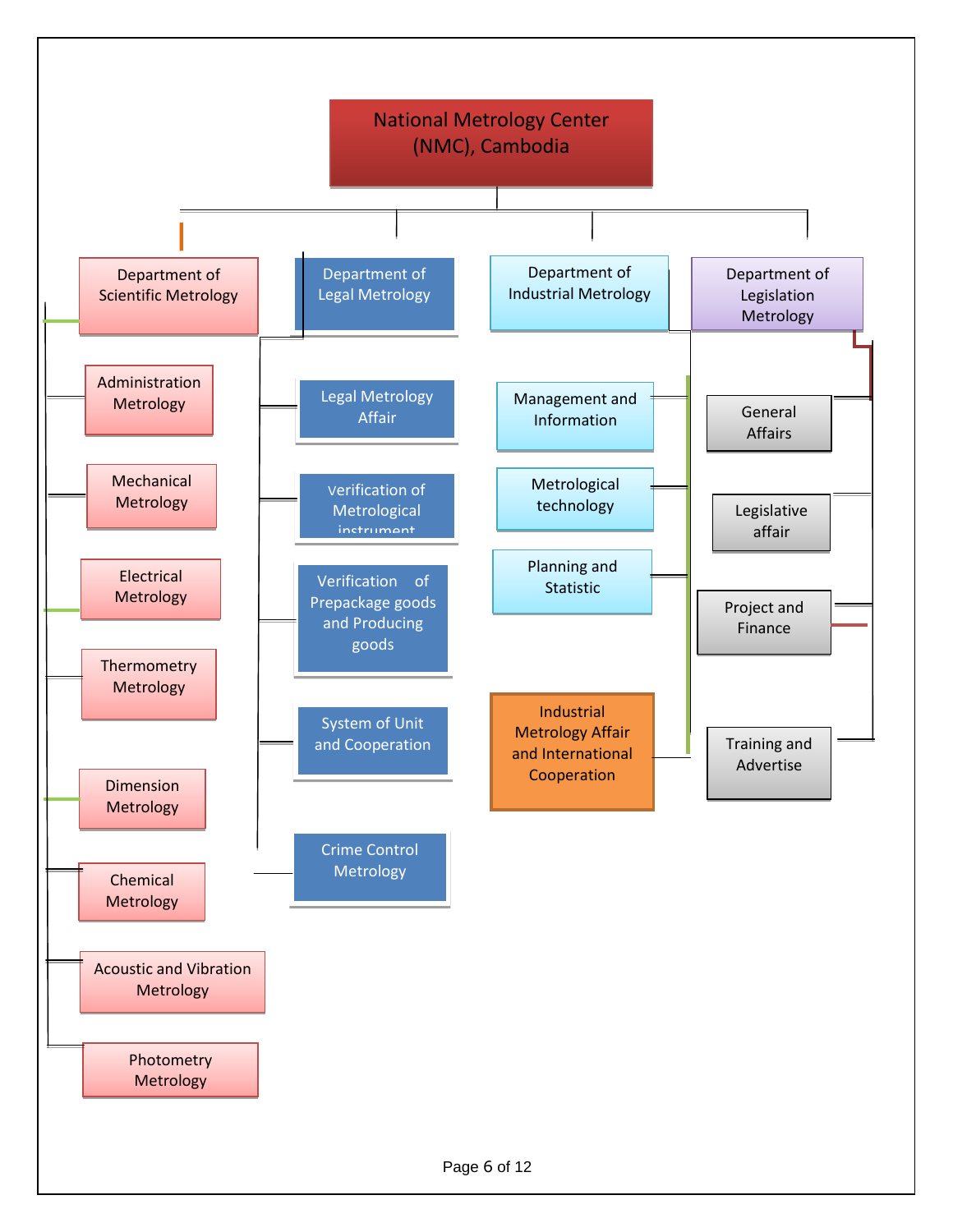# National Metrology Center (NMC), Cambodia

## Department of Scientific Metrology

- Administration Metrology
- Mechanical Metrology
- Electrical Metrology
- Thermometry Metrology
- Dimension Metrology
- Chemical Metrology
- Acoustic and Vibration Metrology
- Photometry Metrology

## Department of Legal Metrology

- Legal Metrology Affair
- Verification of Metrological instrument
- Verification of Prepackage goods and Producing goods
- System of Unit and Cooperation
- Crime Control Metrology

## Department of Industrial Metrology

- Management and Information
- Metrological technology
- Planning and Statistic
- Industrial Metrology Affair and International Cooperation

## Department of Legislation Metrology

- General Affairs
- Legislative affair
- Project and Finance
- Training and Advertise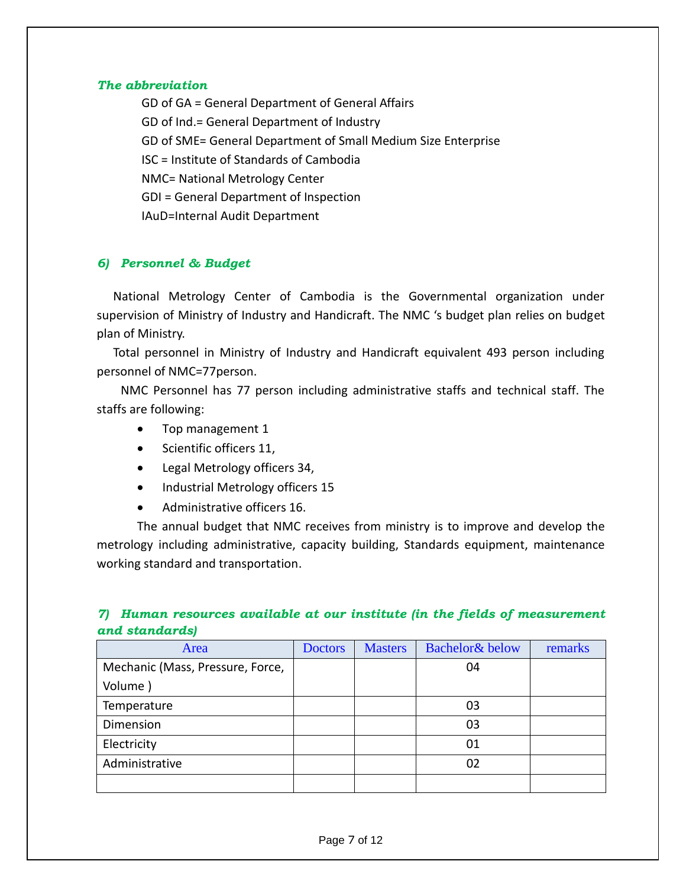***The abbreviation***

GD of GA = General Department of General Affairs

GD of Ind.= General Department of Industry

GD of SME= General Department of Small Medium Size Enterprise

ISC = Institute of Standards of Cambodia

NMC= National Metrology Center

GDI = General Department of Inspection

IAuD=Internal Audit Department

### *6) Personnel & Budget*

National Metrology Center of Cambodia is the Governmental organization under supervision of Ministry of Industry and Handicraft. The NMC 's budget plan relies on budget plan of Ministry.

Total personnel in Ministry of Industry and Handicraft equivalent 493 person including personnel of NMC=77person.

NMC Personnel has 77 person including administrative staffs and technical staff. The staffs are following:

- Top management 1
- Scientific officers 11,
- Legal Metrology officers 34,
- Industrial Metrology officers 15
- Administrative officers 16.

The annual budget that NMC receives from ministry is to improve and develop the metrology including administrative, capacity building, Standards equipment, maintenance working standard and transportation.

### *7) Human resources available at our institute (in the fields of measurement and standards)*

| Area | Doctors | Masters | Bachelor& below | remarks |
|---|---|---|---|---|
| Mechanic (Mass, Pressure, Force, Volume ) | | | 04 | |
| Temperature | | | 03 | |
| Dimension | | | 03 | |
| Electricity | | | 01 | |
| Administrative | | | 02 | |
| | | | | |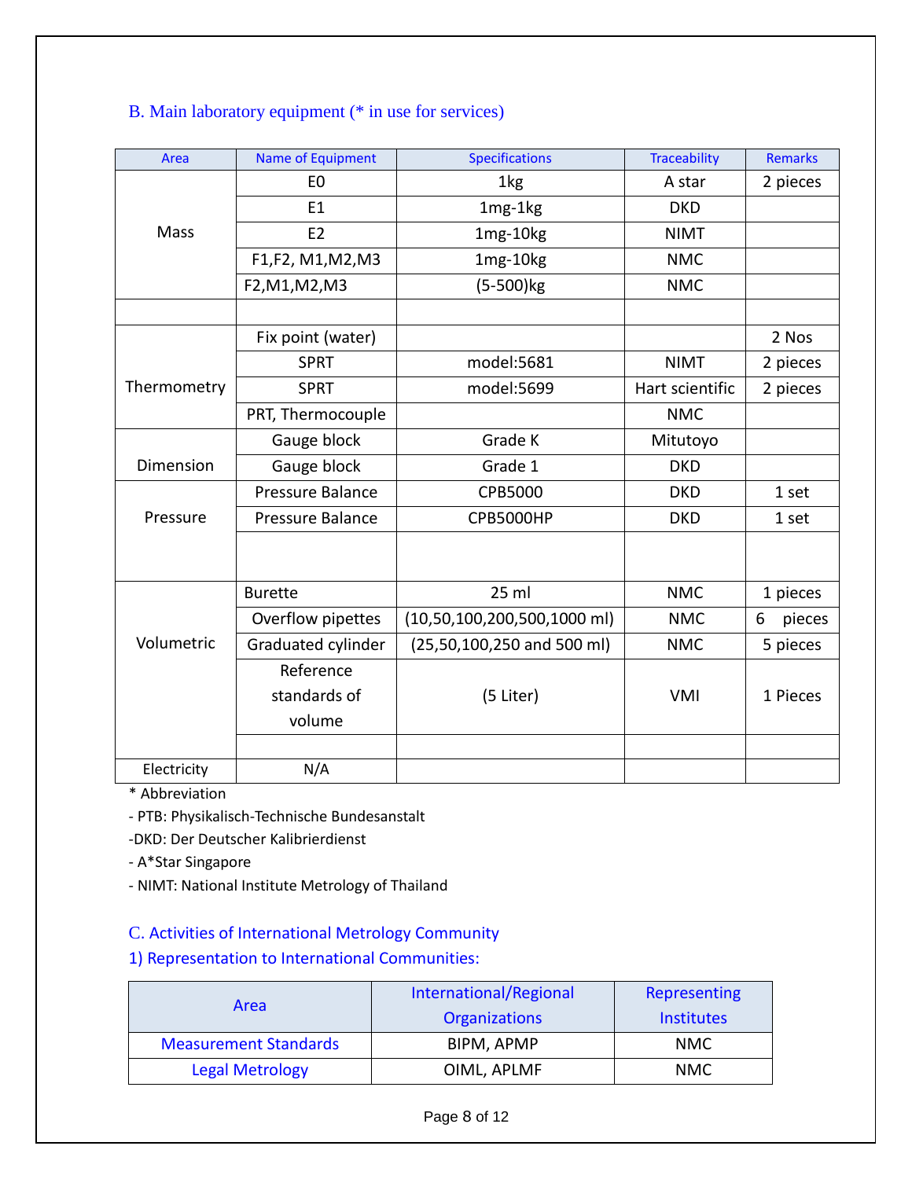## B. Main laboratory equipment (* in use for services)

| Area | Name of Equipment | Specifications | Traceability | Remarks |
|---|---|---|---|---|
| Mass | E0 | 1kg | A star | 2 pieces |
| | E1 | 1mg-1kg | DKD | |
| | E2 | 1mg-10kg | NIMT | |
| | F1,F2, M1,M2,M3 | 1mg-10kg | NMC | |
| | F2,M1,M2,M3 | (5-500)kg | NMC | |
| | | | | |
| Thermometry | Fix point (water) | | | 2 Nos |
| | SPRT | model:5681 | NIMT | 2 pieces |
| | SPRT | model:5699 | Hart scientific | 2 pieces |
| | PRT, Thermocouple | | NMC | |
| Dimension | Gauge block | Grade K | Mitutoyo | |
| | Gauge block | Grade 1 | DKD | |
| Pressure | Pressure Balance | CPB5000 | DKD | 1 set |
| | Pressure Balance | CPB5000HP | DKD | 1 set |
| | | | | |
| Volumetric | Burette | 25 ml | NMC | 1 pieces |
| | Overflow pipettes | (10,50,100,200,500,1000 ml) | NMC | 6 pieces |
| | Graduated cylinder | (25,50,100,250 and 500 ml) | NMC | 5 pieces |
| | Reference standards of volume | (5 Liter) | VMI | 1 Pieces |
| | | | | |
| Electricity | N/A | | | |

\* Abbreviation

- PTB: Physikalisch-Technische Bundesanstalt
- DKD: Der Deutscher Kalibrierdienst
- A*Star Singapore
- NIMT: National Institute Metrology of Thailand

## C. Activities of International Metrology Community

### 1) Representation to International Communities:

| Area | International/Regional Organizations | Representing Institutes |
|---|---|---|
| Measurement Standards | BIPM, APMP | NMC |
| Legal Metrology | OIML, APLMF | NMC |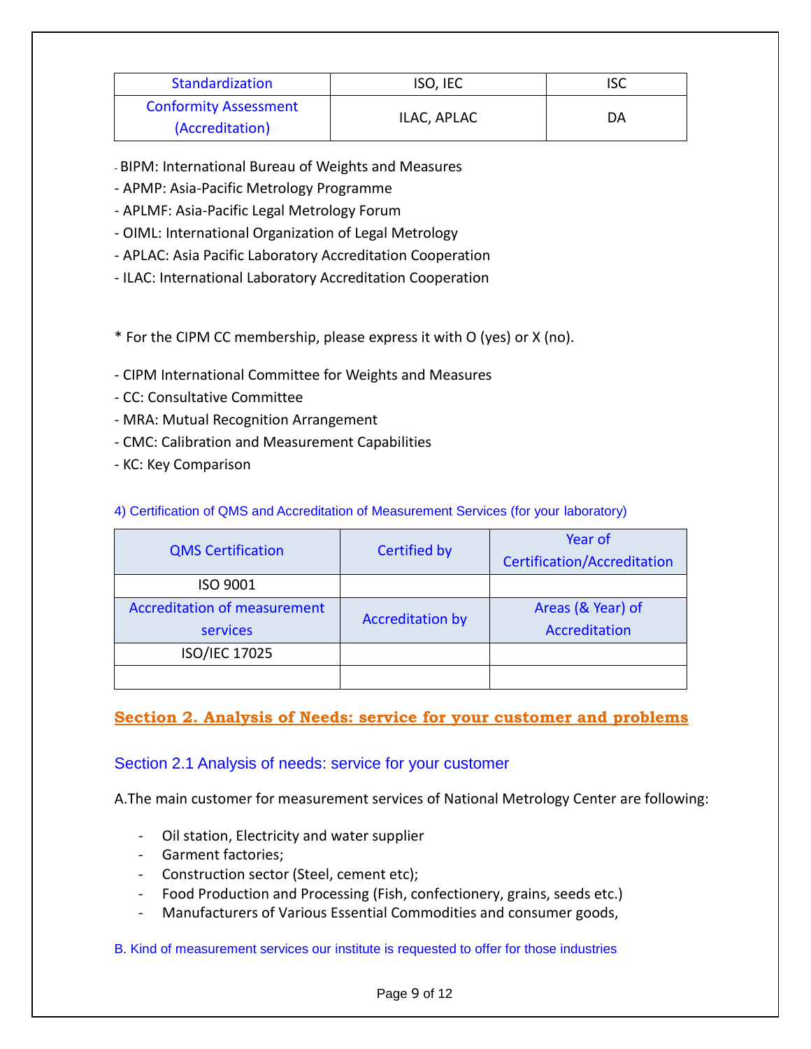| Standardization | ISO, IEC | ISC |
|---|---|---|
| Conformity Assessment (Accreditation) | ILAC, APLAC | DA |

- BIPM: International Bureau of Weights and Measures
- APMP: Asia-Pacific Metrology Programme
- APLMF: Asia-Pacific Legal Metrology Forum
- OIML: International Organization of Legal Metrology
- APLAC: Asia Pacific Laboratory Accreditation Cooperation
- ILAC: International Laboratory Accreditation Cooperation

* For the CIPM CC membership, please express it with O (yes) or X (no).

- CIPM International Committee for Weights and Measures
- CC: Consultative Committee
- MRA: Mutual Recognition Arrangement
- CMC: Calibration and Measurement Capabilities
- KC: Key Comparison

4) Certification of QMS and Accreditation of Measurement Services (for your laboratory)

| QMS Certification | Certified by | Year of Certification/Accreditation |
|---|---|---|
| ISO 9001 | | |
| Accreditation of measurement services | Accreditation by | Areas (& Year) of Accreditation |
| ISO/IEC 17025 | | |
| | | |

## Section 2. Analysis of Needs: service for your customer and problems

### Section 2.1 Analysis of needs: service for your customer

A.The main customer for measurement services of National Metrology Center are following:

- Oil station, Electricity and water supplier
- Garment factories;
- Construction sector (Steel, cement etc);
- Food Production and Processing (Fish, confectionery, grains, seeds etc.)
- Manufacturers of Various Essential Commodities and consumer goods,

B. Kind of measurement services our institute is requested to offer for those industries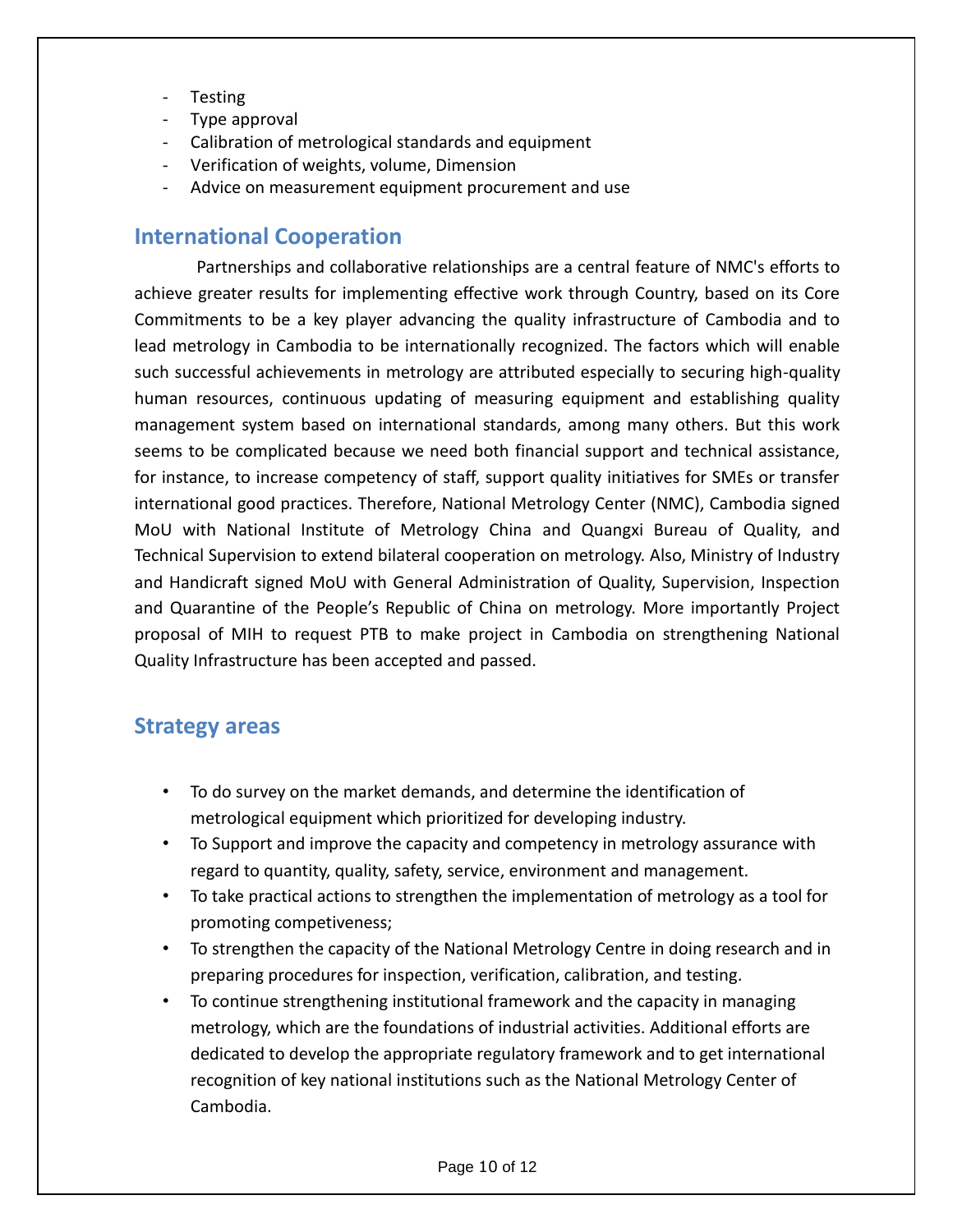- Testing
- Type approval
- Calibration of metrological standards and equipment
- Verification of weights, volume, Dimension
- Advice on measurement equipment procurement and use

## International Cooperation

Partnerships and collaborative relationships are a central feature of NMC's efforts to achieve greater results for implementing effective work through Country, based on its Core Commitments to be a key player advancing the quality infrastructure of Cambodia and to lead metrology in Cambodia to be internationally recognized. The factors which will enable such successful achievements in metrology are attributed especially to securing high-quality human resources, continuous updating of measuring equipment and establishing quality management system based on international standards, among many others. But this work seems to be complicated because we need both financial support and technical assistance, for instance, to increase competency of staff, support quality initiatives for SMEs or transfer international good practices. Therefore, National Metrology Center (NMC), Cambodia signed MoU with National Institute of Metrology China and Quangxi Bureau of Quality, and Technical Supervision to extend bilateral cooperation on metrology. Also, Ministry of Industry and Handicraft signed MoU with General Administration of Quality, Supervision, Inspection and Quarantine of the People's Republic of China on metrology. More importantly Project proposal of MIH to request PTB to make project in Cambodia on strengthening National Quality Infrastructure has been accepted and passed.

## Strategy areas

- To do survey on the market demands, and determine the identification of metrological equipment which prioritized for developing industry.
- To Support and improve the capacity and competency in metrology assurance with regard to quantity, quality, safety, service, environment and management.
- To take practical actions to strengthen the implementation of metrology as a tool for promoting competiveness;
- To strengthen the capacity of the National Metrology Centre in doing research and in preparing procedures for inspection, verification, calibration, and testing.
- To continue strengthening institutional framework and the capacity in managing metrology, which are the foundations of industrial activities. Additional efforts are dedicated to develop the appropriate regulatory framework and to get international recognition of key national institutions such as the National Metrology Center of Cambodia.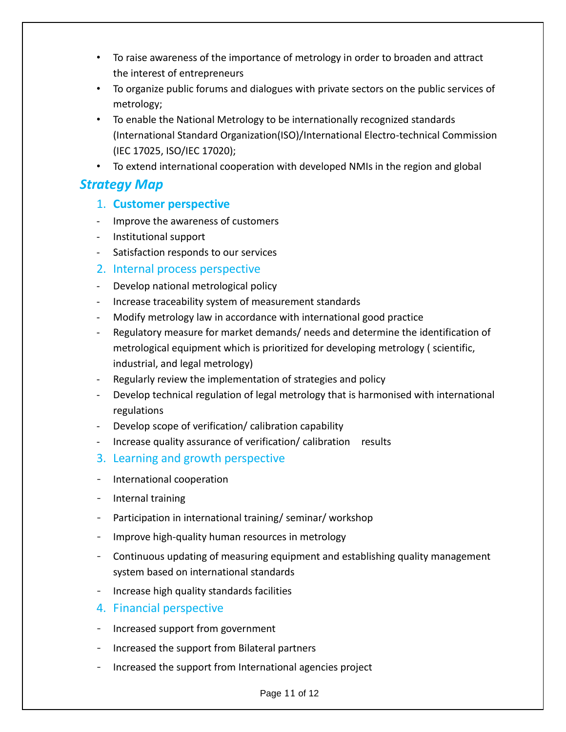- To raise awareness of the importance of metrology in order to broaden and attract the interest of entrepreneurs
- To organize public forums and dialogues with private sectors on the public services of metrology;
- To enable the National Metrology to be internationally recognized standards (International Standard Organization(ISO)/International Electro-technical Commission (IEC 17025, ISO/IEC 17020);
- To extend international cooperation with developed NMIs in the region and global

## *Strategy Map*

### 1. Customer perspective

- Improve the awareness of customers
- Institutional support
- Satisfaction responds to our services

### 2. Internal process perspective

- Develop national metrological policy
- Increase traceability system of measurement standards
- Modify metrology law in accordance with international good practice
- Regulatory measure for market demands/ needs and determine the identification of metrological equipment which is prioritized for developing metrology ( scientific, industrial, and legal metrology)
- Regularly review the implementation of strategies and policy
- Develop technical regulation of legal metrology that is harmonised with international regulations
- Develop scope of verification/ calibration capability
- Increase quality assurance of verification/ calibration results

### 3. Learning and growth perspective

- International cooperation
- Internal training
- Participation in international training/ seminar/ workshop
- Improve high-quality human resources in metrology
- Continuous updating of measuring equipment and establishing quality management system based on international standards
- Increase high quality standards facilities

### 4. Financial perspective

- Increased support from government
- Increased the support from Bilateral partners
- Increased the support from International agencies project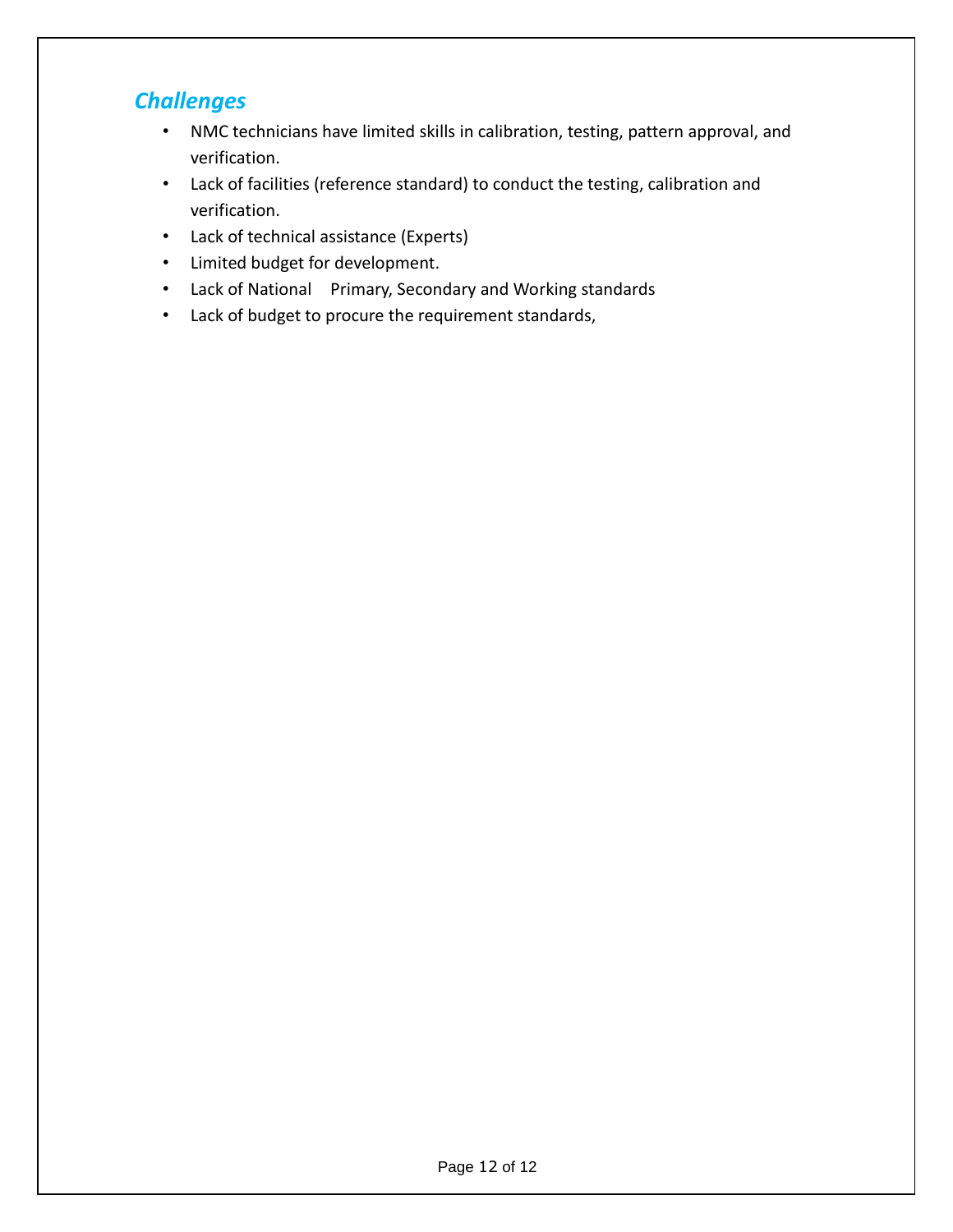## *Challenges*

- NMC technicians have limited skills in calibration, testing, pattern approval, and verification.
- Lack of facilities (reference standard) to conduct the testing, calibration and verification.
- Lack of technical assistance (Experts)
- Limited budget for development.
- Lack of National Primary, Secondary and Working standards
- Lack of budget to procure the requirement standards,